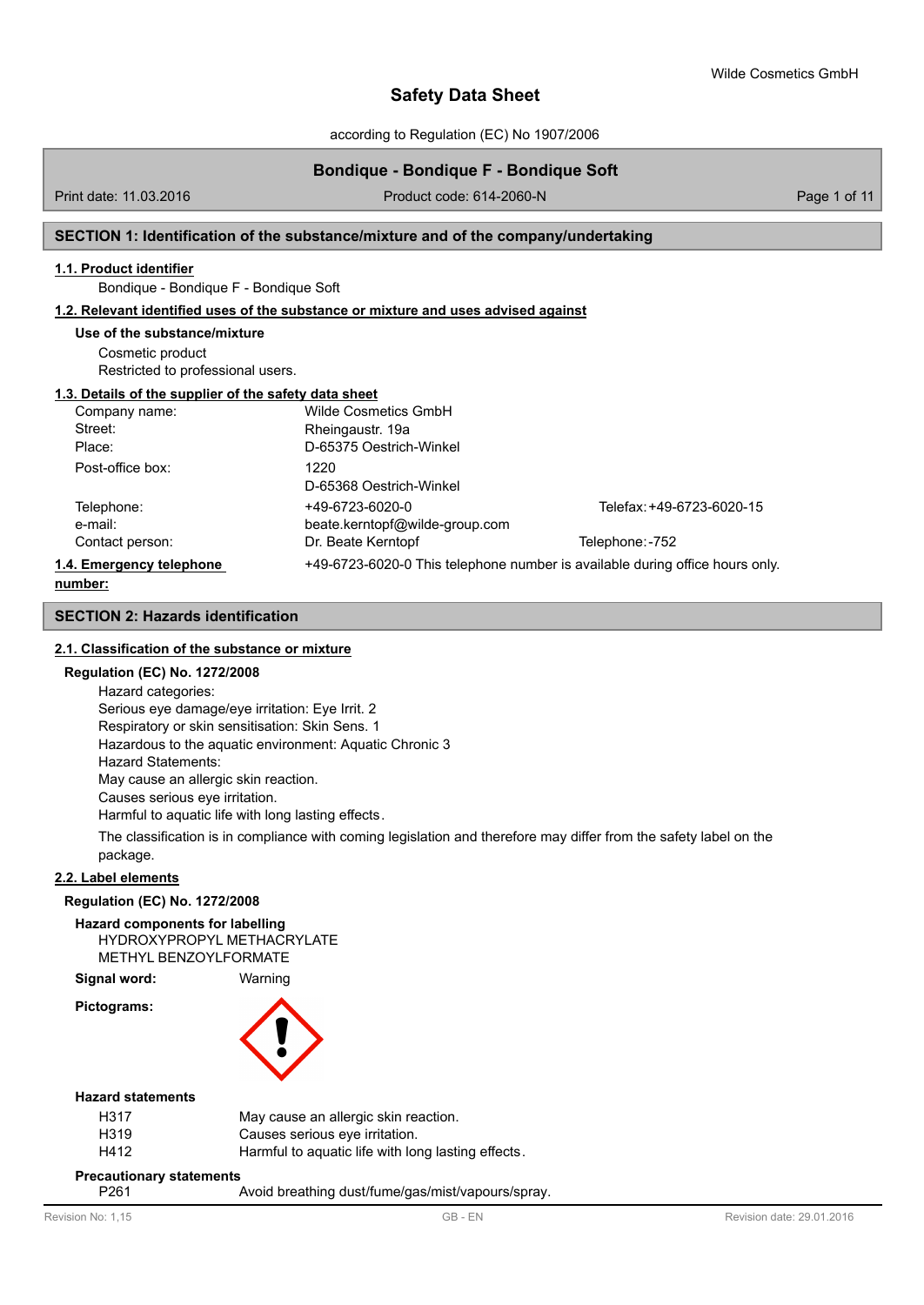Wilde Cosmetics GmbH

# Safety Data Sheet

according to Regulation (EC) No 1907/2006

**Bondique - Bondique F - Bondique Soft**

Print date: 11.03.2016 | Product code: 614-2060-N

## SECTION 1: Identification of the substance/mixture and of the company/undertaking

### 1.1. Product identifier

Bondique - Bondique F - Bondique Soft

### 1.2. Relevant identified uses of the substance or mixture and uses advised against

**Use of the substance/mixture**

Cosmetic product
Restricted to professional users.

### 1.3. Details of the supplier of the safety data sheet

| | | |
|---|---|---|
| Company name: | Wilde Cosmetics GmbH | |
| Street: | Rheingaustr. 19a | |
| Place: | D-65375 Oestrich-Winkel | |
| Post-office box: | 1220<br>D-65368 Oestrich-Winkel | |
| Telephone: | +49-6723-6020-0 | Telefax: +49-6723-6020-15 |
| e-mail: | beate.kerntopf@wilde-group.com | |
| Contact person: | Dr. Beate Kerntopf | Telephone: -752 |

### 1.4. Emergency telephone number:

+49-6723-6020-0 This telephone number is available during office hours only.

## SECTION 2: Hazards identification

### 2.1. Classification of the substance or mixture

**Regulation (EC) No. 1272/2008**

Hazard categories:
Serious eye damage/eye irritation: Eye Irrit. 2
Respiratory or skin sensitisation: Skin Sens. 1
Hazardous to the aquatic environment: Aquatic Chronic 3
Hazard Statements:
May cause an allergic skin reaction.
Causes serious eye irritation.
Harmful to aquatic life with long lasting effects.

The classification is in compliance with coming legislation and therefore may differ from the safety label on the package.

### 2.2. Label elements

**Regulation (EC) No. 1272/2008**

**Hazard components for labelling**

HYDROXYPROPYL METHACRYLATE
METHYL BENZOYLFORMATE

**Signal word:** Warning

**Pictograms:**

**Hazard statements**

| | |
|---|---|
| H317 | May cause an allergic skin reaction. |
| H319 | Causes serious eye irritation. |
| H412 | Harmful to aquatic life with long lasting effects. |

**Precautionary statements**

| | |
|---|---|
| P261 | Avoid breathing dust/fume/gas/mist/vapours/spray. |

Revision No: 1,15 | GB - EN | Revision date: 29.01.2016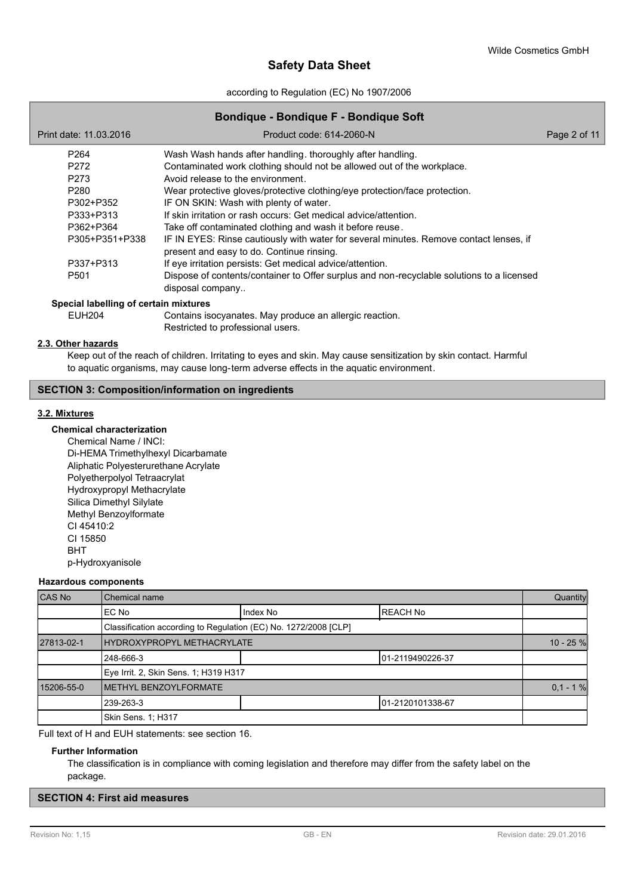| | |
|---|---|
| P264 | Wash Wash hands after handling. thoroughly after handling. |
| P272 | Contaminated work clothing should not be allowed out of the workplace. |
| P273 | Avoid release to the environment. |
| P280 | Wear protective gloves/protective clothing/eye protection/face protection. |
| P302+P352 | IF ON SKIN: Wash with plenty of water. |
| P333+P313 | If skin irritation or rash occurs: Get medical advice/attention. |
| P362+P364 | Take off contaminated clothing and wash it before reuse. |
| P305+P351+P338 | IF IN EYES: Rinse cautiously with water for several minutes. Remove contact lenses, if present and easy to do. Continue rinsing. |
| P337+P313 | If eye irritation persists: Get medical advice/attention. |
| P501 | Dispose of contents/container to Offer surplus and non-recyclable solutions to a licensed disposal company.. |

**Special labelling of certain mixtures**

| | |
|---|---|
| EUH204 | Contains isocyanates. May produce an allergic reaction. Restricted to professional users. |

### 2.3. Other hazards

Keep out of the reach of children. Irritating to eyes and skin. May cause sensitization by skin contact. Harmful to aquatic organisms, may cause long-term adverse effects in the aquatic environment.

## SECTION 3: Composition/information on ingredients

### 3.2. Mixtures

**Chemical characterization**

Chemical Name / INCI:
Di-HEMA Trimethylhexyl Dicarbamate
Aliphatic Polyesterurethane Acrylate
Polyetherpolyol Tetraacrylat
Hydroxypropyl Methacrylate
Silica Dimethyl Silylate
Methyl Benzoylformate
CI 45410:2
CI 15850
BHT
p-Hydroxyanisole

**Hazardous components**

| CAS No | Chemical name | | | Quantity |
|---|---|---|---|---|
| | EC No | Index No | REACH No | |
| | Classification according to Regulation (EC) No. 1272/2008 [CLP] | | | |
| 27813-02-1 | HYDROXYPROPYL METHACRYLATE | | | 10 - 25 % |
| | 248-666-3 | | 01-2119490226-37 | |
| | Eye Irrit. 2, Skin Sens. 1; H319 H317 | | | |
| 15206-55-0 | METHYL BENZOYLFORMATE | | | 0,1 - 1 % |
| | 239-263-3 | | 01-2120101338-67 | |
| | Skin Sens. 1; H317 | | | |

Full text of H and EUH statements: see section 16.

**Further Information**

The classification is in compliance with coming legislation and therefore may differ from the safety label on the package.

## SECTION 4: First aid measures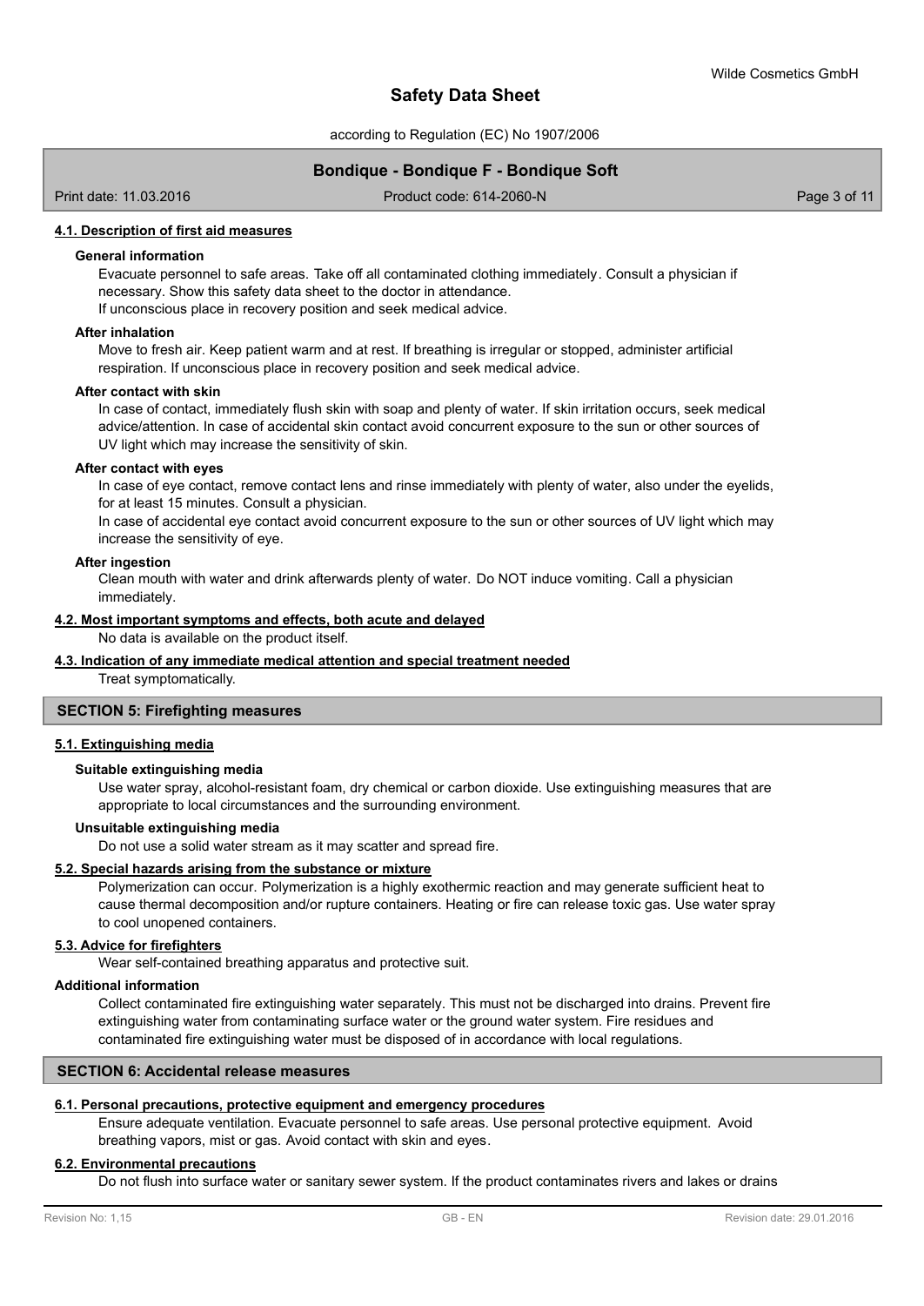### 4.1. Description of first aid measures

**General information**

Evacuate personnel to safe areas. Take off all contaminated clothing immediately. Consult a physician if necessary. Show this safety data sheet to the doctor in attendance.
If unconscious place in recovery position and seek medical advice.

**After inhalation**

Move to fresh air. Keep patient warm and at rest. If breathing is irregular or stopped, administer artificial respiration. If unconscious place in recovery position and seek medical advice.

**After contact with skin**

In case of contact, immediately flush skin with soap and plenty of water. If skin irritation occurs, seek medical advice/attention. In case of accidental skin contact avoid concurrent exposure to the sun or other sources of UV light which may increase the sensitivity of skin.

**After contact with eyes**

In case of eye contact, remove contact lens and rinse immediately with plenty of water, also under the eyelids, for at least 15 minutes. Consult a physician.
In case of accidental eye contact avoid concurrent exposure to the sun or other sources of UV light which may increase the sensitivity of eye.

**After ingestion**

Clean mouth with water and drink afterwards plenty of water. Do NOT induce vomiting. Call a physician immediately.

### 4.2. Most important symptoms and effects, both acute and delayed

No data is available on the product itself.

### 4.3. Indication of any immediate medical attention and special treatment needed

Treat symptomatically.

## SECTION 5: Firefighting measures

### 5.1. Extinguishing media

**Suitable extinguishing media**

Use water spray, alcohol-resistant foam, dry chemical or carbon dioxide. Use extinguishing measures that are appropriate to local circumstances and the surrounding environment.

**Unsuitable extinguishing media**

Do not use a solid water stream as it may scatter and spread fire.

### 5.2. Special hazards arising from the substance or mixture

Polymerization can occur. Polymerization is a highly exothermic reaction and may generate sufficient heat to cause thermal decomposition and/or rupture containers. Heating or fire can release toxic gas. Use water spray to cool unopened containers.

### 5.3. Advice for firefighters

Wear self-contained breathing apparatus and protective suit.

**Additional information**

Collect contaminated fire extinguishing water separately. This must not be discharged into drains. Prevent fire extinguishing water from contaminating surface water or the ground water system. Fire residues and contaminated fire extinguishing water must be disposed of in accordance with local regulations.

## SECTION 6: Accidental release measures

### 6.1. Personal precautions, protective equipment and emergency procedures

Ensure adequate ventilation. Evacuate personnel to safe areas. Use personal protective equipment. Avoid breathing vapors, mist or gas. Avoid contact with skin and eyes.

### 6.2. Environmental precautions

Do not flush into surface water or sanitary sewer system. If the product contaminates rivers and lakes or drains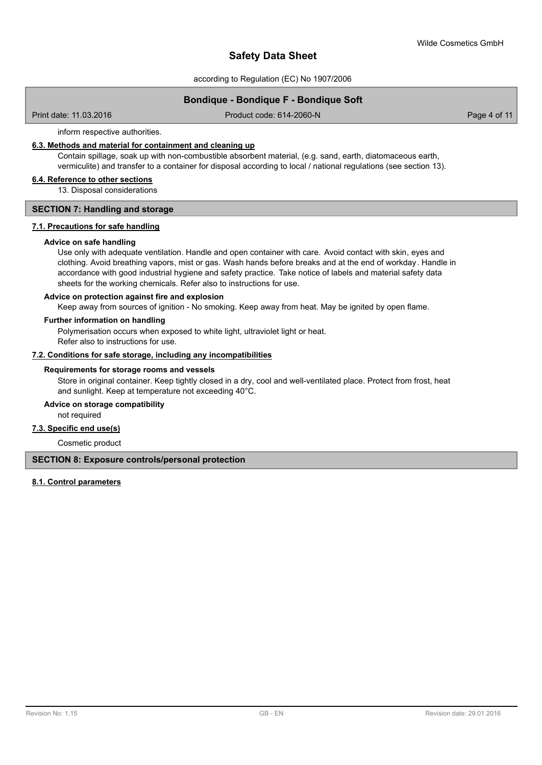inform respective authorities.

### 6.3. Methods and material for containment and cleaning up

Contain spillage, soak up with non-combustible absorbent material, (e.g. sand, earth, diatomaceous earth, vermiculite) and transfer to a container for disposal according to local / national regulations (see section 13).

### 6.4. Reference to other sections

13. Disposal considerations

## SECTION 7: Handling and storage

### 7.1. Precautions for safe handling

**Advice on safe handling**

Use only with adequate ventilation. Handle and open container with care. Avoid contact with skin, eyes and clothing. Avoid breathing vapors, mist or gas. Wash hands before breaks and at the end of workday. Handle in accordance with good industrial hygiene and safety practice. Take notice of labels and material safety data sheets for the working chemicals. Refer also to instructions for use.

**Advice on protection against fire and explosion**

Keep away from sources of ignition - No smoking. Keep away from heat. May be ignited by open flame.

**Further information on handling**

Polymerisation occurs when exposed to white light, ultraviolet light or heat.
Refer also to instructions for use.

### 7.2. Conditions for safe storage, including any incompatibilities

**Requirements for storage rooms and vessels**

Store in original container. Keep tightly closed in a dry, cool and well-ventilated place. Protect from frost, heat and sunlight. Keep at temperature not exceeding 40°C.

**Advice on storage compatibility**

not required

### 7.3. Specific end use(s)

Cosmetic product

## SECTION 8: Exposure controls/personal protection

### 8.1. Control parameters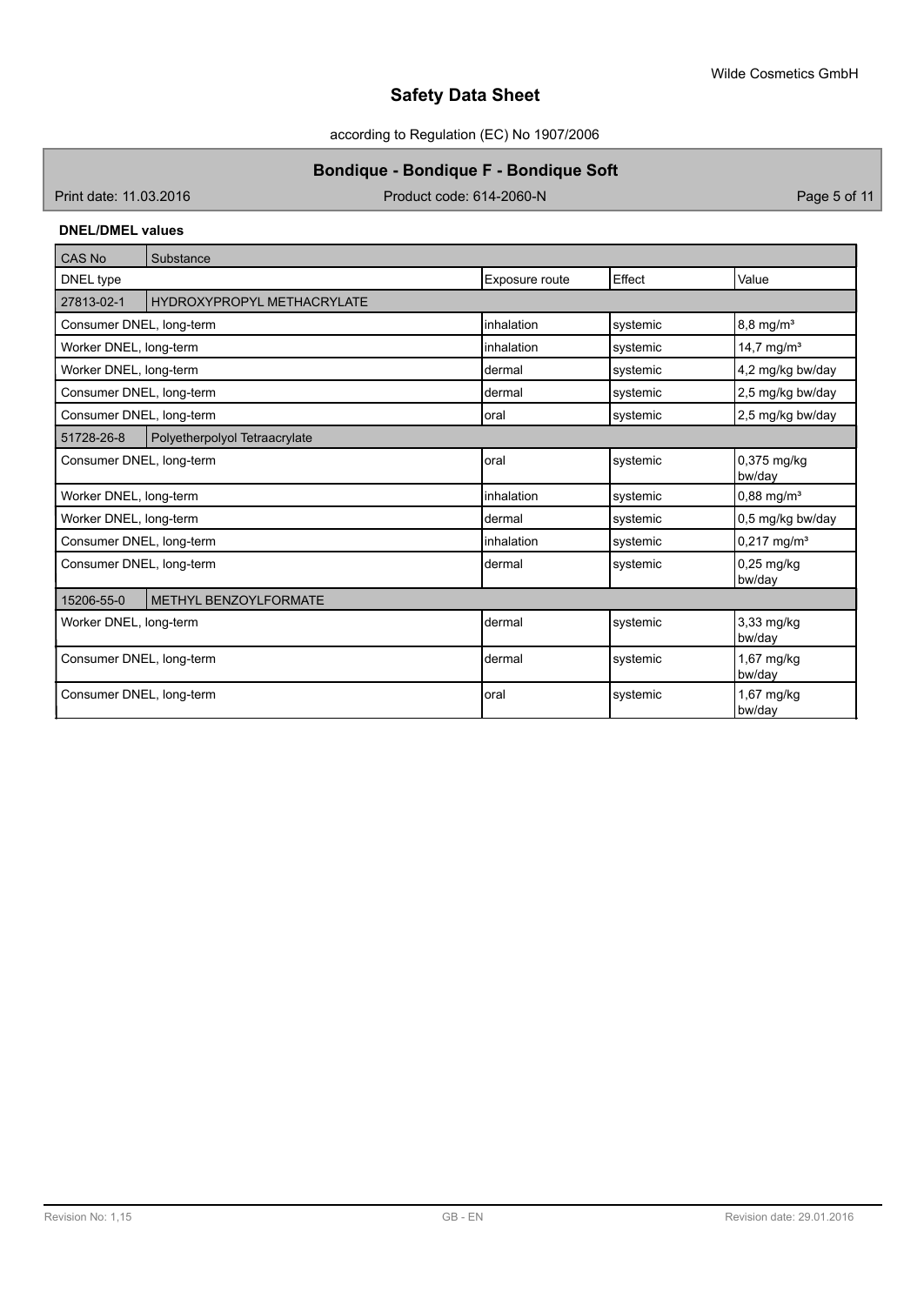**DNEL/DMEL values**

| CAS No | Substance | | | |
|---|---|---|---|---|
| DNEL type | | Exposure route | Effect | Value |
| 27813-02-1 | HYDROXYPROPYL METHACRYLATE | | | |
| Consumer DNEL, long-term | | inhalation | systemic | 8,8 mg/m³ |
| Worker DNEL, long-term | | inhalation | systemic | 14,7 mg/m³ |
| Worker DNEL, long-term | | dermal | systemic | 4,2 mg/kg bw/day |
| Consumer DNEL, long-term | | dermal | systemic | 2,5 mg/kg bw/day |
| Consumer DNEL, long-term | | oral | systemic | 2,5 mg/kg bw/day |
| 51728-26-8 | Polyetherpolyol Tetraacrylate | | | |
| Consumer DNEL, long-term | | oral | systemic | 0,375 mg/kg bw/day |
| Worker DNEL, long-term | | inhalation | systemic | 0,88 mg/m³ |
| Worker DNEL, long-term | | dermal | systemic | 0,5 mg/kg bw/day |
| Consumer DNEL, long-term | | inhalation | systemic | 0,217 mg/m³ |
| Consumer DNEL, long-term | | dermal | systemic | 0,25 mg/kg bw/day |
| 15206-55-0 | METHYL BENZOYLFORMATE | | | |
| Worker DNEL, long-term | | dermal | systemic | 3,33 mg/kg bw/day |
| Consumer DNEL, long-term | | dermal | systemic | 1,67 mg/kg bw/day |
| Consumer DNEL, long-term | | oral | systemic | 1,67 mg/kg bw/day |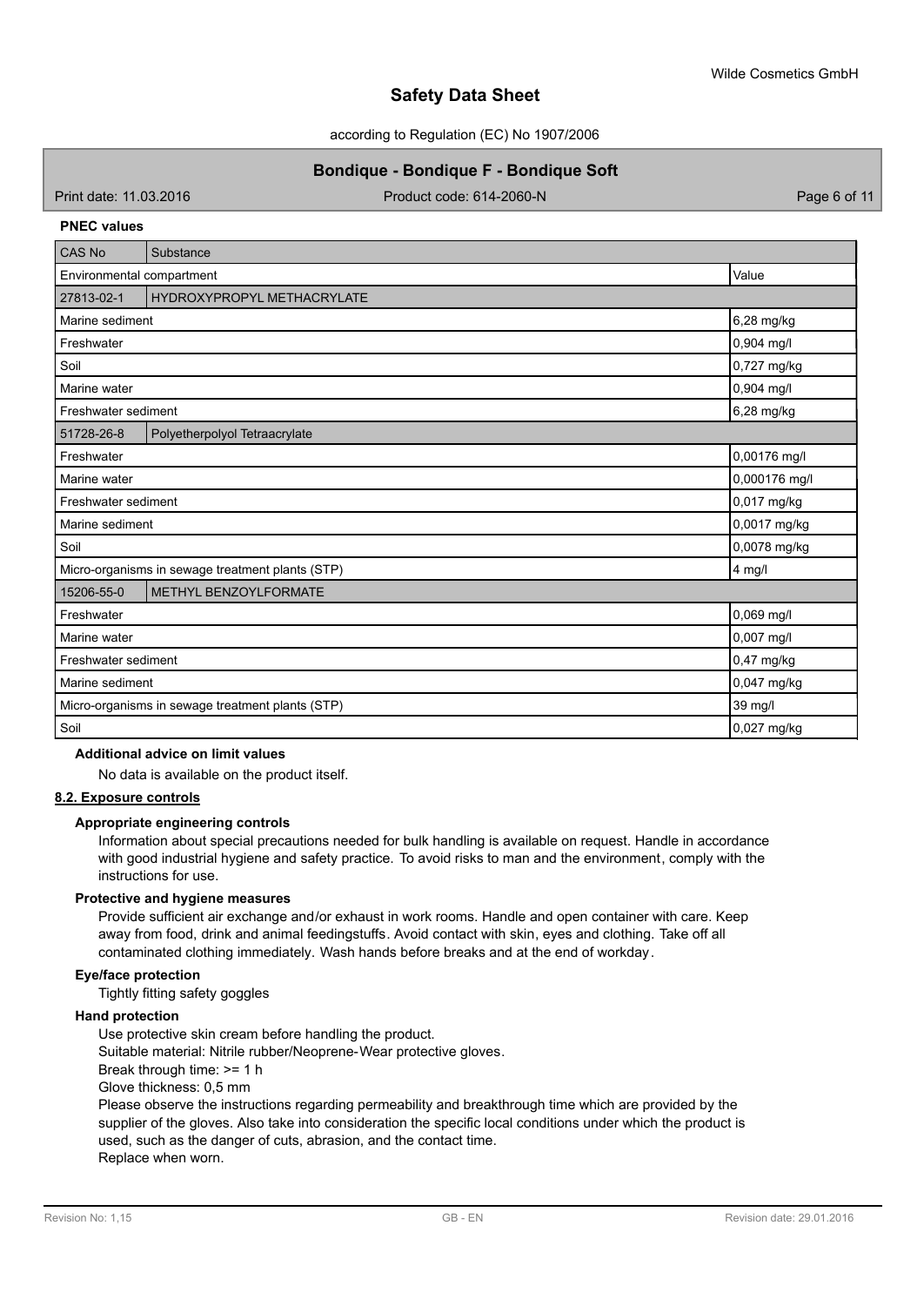**PNEC values**

| CAS No | Substance | |
|---|---|---|
| Environmental compartment | | Value |
| 27813-02-1 | HYDROXYPROPYL METHACRYLATE | |
| Marine sediment | | 6,28 mg/kg |
| Freshwater | | 0,904 mg/l |
| Soil | | 0,727 mg/kg |
| Marine water | | 0,904 mg/l |
| Freshwater sediment | | 6,28 mg/kg |
| 51728-26-8 | Polyetherpolyol Tetraacrylate | |
| Freshwater | | 0,00176 mg/l |
| Marine water | | 0,000176 mg/l |
| Freshwater sediment | | 0,017 mg/kg |
| Marine sediment | | 0,0017 mg/kg |
| Soil | | 0,0078 mg/kg |
| Micro-organisms in sewage treatment plants (STP) | | 4 mg/l |
| 15206-55-0 | METHYL BENZOYLFORMATE | |
| Freshwater | | 0,069 mg/l |
| Marine water | | 0,007 mg/l |
| Freshwater sediment | | 0,47 mg/kg |
| Marine sediment | | 0,047 mg/kg |
| Micro-organisms in sewage treatment plants (STP) | | 39 mg/l |
| Soil | | 0,027 mg/kg |

**Additional advice on limit values**

No data is available on the product itself.

## 8.2. Exposure controls

**Appropriate engineering controls**

Information about special precautions needed for bulk handling is available on request. Handle in accordance with good industrial hygiene and safety practice. To avoid risks to man and the environment, comply with the instructions for use.

**Protective and hygiene measures**

Provide sufficient air exchange and/or exhaust in work rooms. Handle and open container with care. Keep away from food, drink and animal feedingstuffs. Avoid contact with skin, eyes and clothing. Take off all contaminated clothing immediately. Wash hands before breaks and at the end of workday.

**Eye/face protection**

Tightly fitting safety goggles

**Hand protection**

Use protective skin cream before handling the product.
Suitable material: Nitrile rubber/Neoprene-Wear protective gloves.
Break through time: >= 1 h
Glove thickness: 0,5 mm
Please observe the instructions regarding permeability and breakthrough time which are provided by the supplier of the gloves. Also take into consideration the specific local conditions under which the product is used, such as the danger of cuts, abrasion, and the contact time.
Replace when worn.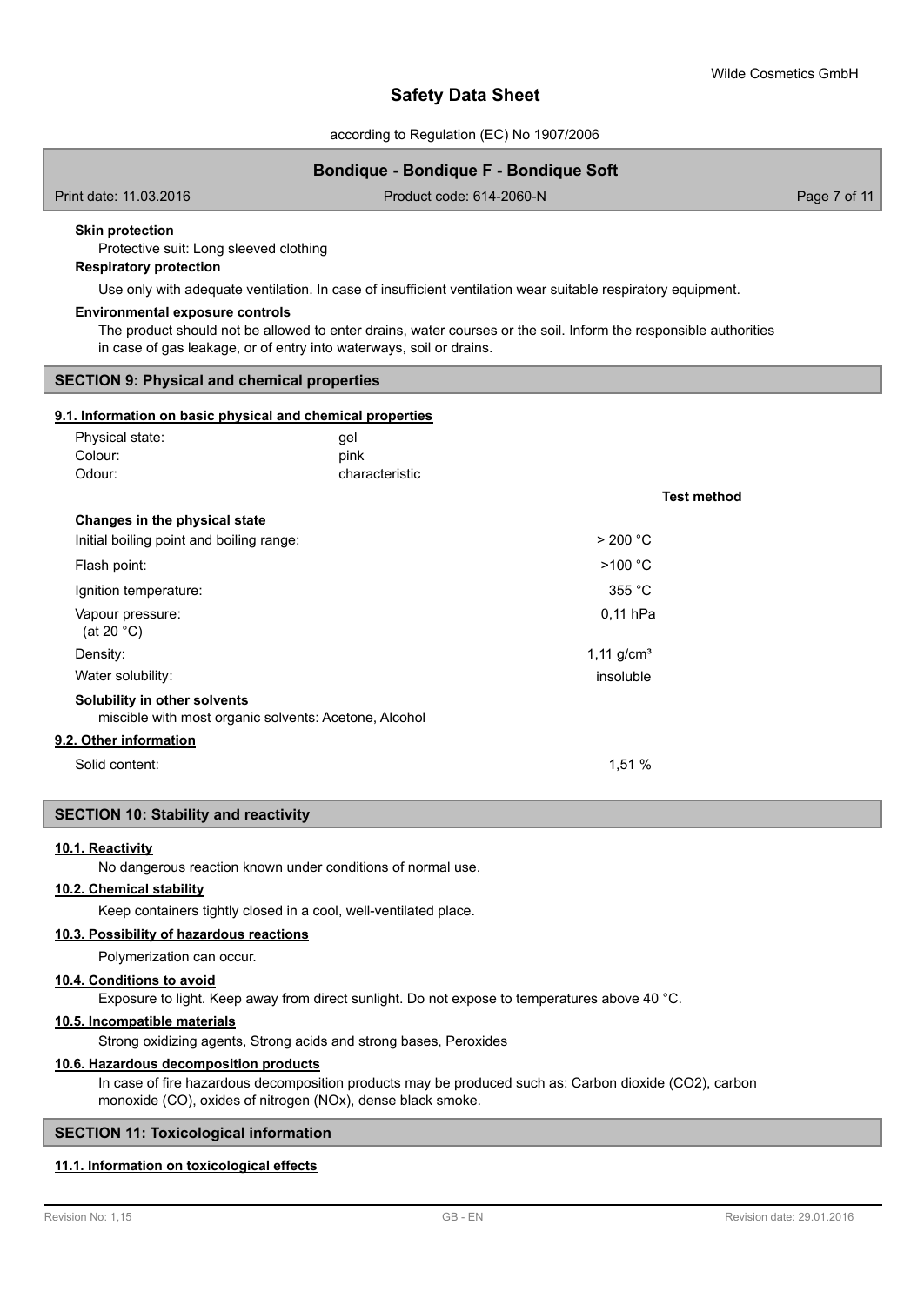**Skin protection**

Protective suit: Long sleeved clothing

**Respiratory protection**

Use only with adequate ventilation. In case of insufficient ventilation wear suitable respiratory equipment.

**Environmental exposure controls**

The product should not be allowed to enter drains, water courses or the soil. Inform the responsible authorities in case of gas leakage, or of entry into waterways, soil or drains.

## SECTION 9: Physical and chemical properties

### 9.1. Information on basic physical and chemical properties

| | |
|---|---|
| Physical state: | gel |
| Colour: | pink |
| Odour: | characteristic |

| | | Test method |
|---|---|---|
| **Changes in the physical state** | | |
| Initial boiling point and boiling range: | > 200 °C | |
| Flash point: | >100 °C | |
| Ignition temperature: | 355 °C | |
| Vapour pressure: (at 20 °C) | 0,11 hPa | |
| Density: | 1,11 g/cm³ | |
| Water solubility: | insoluble | |

**Solubility in other solvents**

miscible with most organic solvents: Acetone, Alcohol

### 9.2. Other information

| | |
|---|---|
| Solid content: | 1,51 % |

## SECTION 10: Stability and reactivity

### 10.1. Reactivity

No dangerous reaction known under conditions of normal use.

### 10.2. Chemical stability

Keep containers tightly closed in a cool, well-ventilated place.

### 10.3. Possibility of hazardous reactions

Polymerization can occur.

### 10.4. Conditions to avoid

Exposure to light. Keep away from direct sunlight. Do not expose to temperatures above 40 °C.

### 10.5. Incompatible materials

Strong oxidizing agents, Strong acids and strong bases, Peroxides

### 10.6. Hazardous decomposition products

In case of fire hazardous decomposition products may be produced such as: Carbon dioxide ($CO_2$), carbon monoxide (CO), oxides of nitrogen ($NO_x$), dense black smoke.

## SECTION 11: Toxicological information

### 11.1. Information on toxicological effects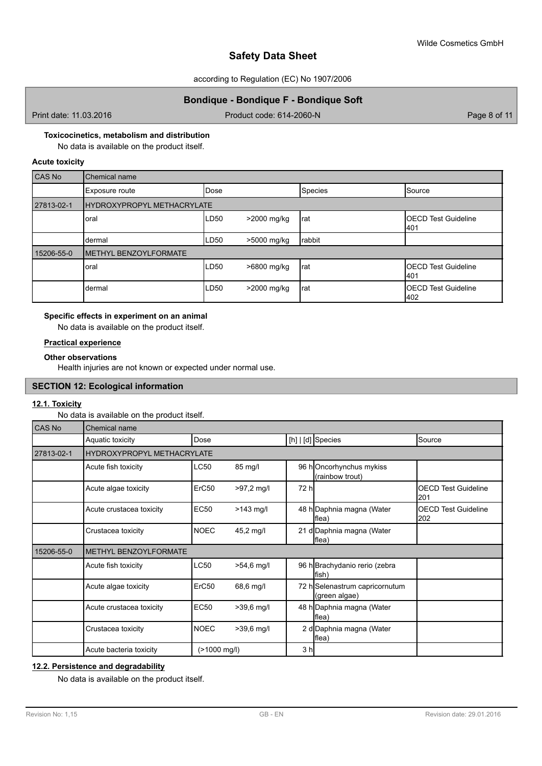**Toxicocinetics, metabolism and distribution**

No data is available on the product itself.

**Acute toxicity**

| CAS No | Chemical name | | | | |
|---|---|---|---|---|---|
| | Exposure route | Dose | | Species | Source |
| 27813-02-1 | HYDROXYPROPYL METHACRYLATE | | | | |
| | oral | LD50 | >2000 mg/kg | rat | OECD Test Guideline 401 |
| | dermal | LD50 | >5000 mg/kg | rabbit | |
| 15206-55-0 | METHYL BENZOYLFORMATE | | | | |
| | oral | LD50 | >6800 mg/kg | rat | OECD Test Guideline 401 |
| | dermal | LD50 | >2000 mg/kg | rat | OECD Test Guideline 402 |

**Specific effects in experiment on an animal**

No data is available on the product itself.

**Practical experience**

**Other observations**

Health injuries are not known or expected under normal use.

## SECTION 12: Ecological information

**12.1. Toxicity**

No data is available on the product itself.

| CAS No | Chemical name | | | | | |
|---|---|---|---|---|---|---|
| | Aquatic toxicity | Dose | | [h] \| [d] | Species | Source |
| 27813-02-1 | HYDROXYPROPYL METHACRYLATE | | | | | |
| | Acute fish toxicity | LC50 | 85 mg/l | 96 h | Oncorhynchus mykiss (rainbow trout) | |
| | Acute algae toxicity | ErC50 | >97,2 mg/l | 72 h | | OECD Test Guideline 201 |
| | Acute crustacea toxicity | EC50 | >143 mg/l | 48 h | Daphnia magna (Water flea) | OECD Test Guideline 202 |
| | Crustacea toxicity | NOEC | 45,2 mg/l | 21 d | Daphnia magna (Water flea) | |
| 15206-55-0 | METHYL BENZOYLFORMATE | | | | | |
| | Acute fish toxicity | LC50 | >54,6 mg/l | 96 h | Brachydanio rerio (zebra fish) | |
| | Acute algae toxicity | ErC50 | 68,6 mg/l | 72 h | Selenastrum capricornutum (green algae) | |
| | Acute crustacea toxicity | EC50 | >39,6 mg/l | 48 h | Daphnia magna (Water flea) | |
| | Crustacea toxicity | NOEC | >39,6 mg/l | 2 d | Daphnia magna (Water flea) | |
| | Acute bacteria toxicity | (>1000 mg/l) | | 3 h | | |

**12.2. Persistence and degradability**

No data is available on the product itself.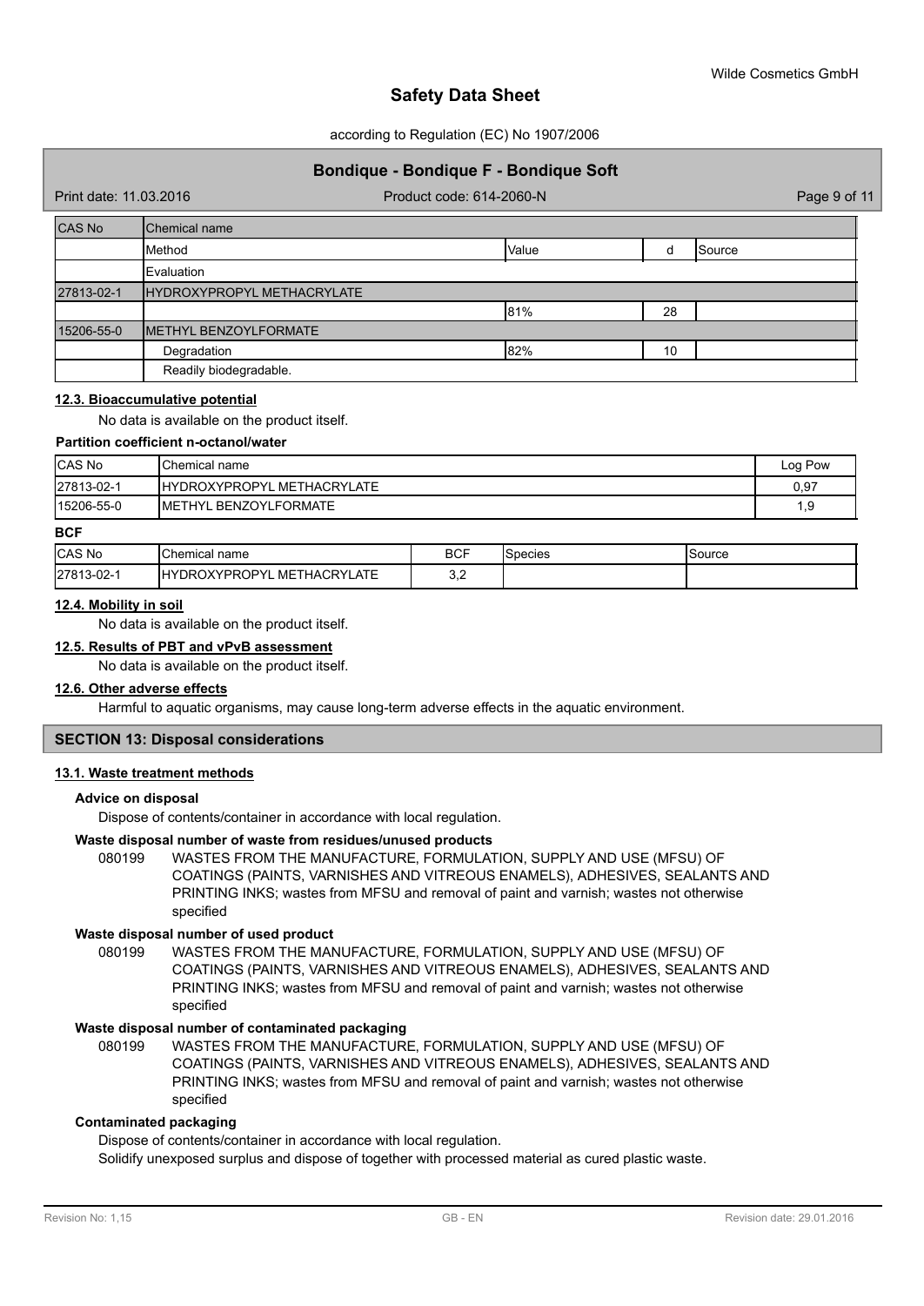| CAS No | Chemical name | | | |
|---|---|---|---|---|
| | Method | Value | d | Source |
| | Evaluation | | | |
| 27813-02-1 | HYDROXYPROPYL METHACRYLATE | | | |
| | | 81% | 28 | |
| 15206-55-0 | METHYL BENZOYLFORMATE | | | |
| | Degradation | 82% | 10 | |
| | Readily biodegradable. | | | |

### 12.3. Bioaccumulative potential

No data is available on the product itself.

**Partition coefficient n-octanol/water**

| CAS No | Chemical name | Log Pow |
|---|---|---|
| 27813-02-1 | HYDROXYPROPYL METHACRYLATE | 0,97 |
| 15206-55-0 | METHYL BENZOYLFORMATE | 1,9 |

**BCF**

| CAS No | Chemical name | BCF | Species | Source |
|---|---|---|---|---|
| 27813-02-1 | HYDROXYPROPYL METHACRYLATE | 3,2 | | |

### 12.4. Mobility in soil

No data is available on the product itself.

### 12.5. Results of PBT and vPvB assessment

No data is available on the product itself.

### 12.6. Other adverse effects

Harmful to aquatic organisms, may cause long-term adverse effects in the aquatic environment.

## SECTION 13: Disposal considerations

### 13.1. Waste treatment methods

**Advice on disposal**

Dispose of contents/container in accordance with local regulation.

**Waste disposal number of waste from residues/unused products**

080199 WASTES FROM THE MANUFACTURE, FORMULATION, SUPPLY AND USE (MFSU) OF COATINGS (PAINTS, VARNISHES AND VITREOUS ENAMELS), ADHESIVES, SEALANTS AND PRINTING INKS; wastes from MFSU and removal of paint and varnish; wastes not otherwise specified

**Waste disposal number of used product**

080199 WASTES FROM THE MANUFACTURE, FORMULATION, SUPPLY AND USE (MFSU) OF COATINGS (PAINTS, VARNISHES AND VITREOUS ENAMELS), ADHESIVES, SEALANTS AND PRINTING INKS; wastes from MFSU and removal of paint and varnish; wastes not otherwise specified

**Waste disposal number of contaminated packaging**

080199 WASTES FROM THE MANUFACTURE, FORMULATION, SUPPLY AND USE (MFSU) OF COATINGS (PAINTS, VARNISHES AND VITREOUS ENAMELS), ADHESIVES, SEALANTS AND PRINTING INKS; wastes from MFSU and removal of paint and varnish; wastes not otherwise specified

**Contaminated packaging**

Dispose of contents/container in accordance with local regulation.
Solidify unexposed surplus and dispose of together with processed material as cured plastic waste.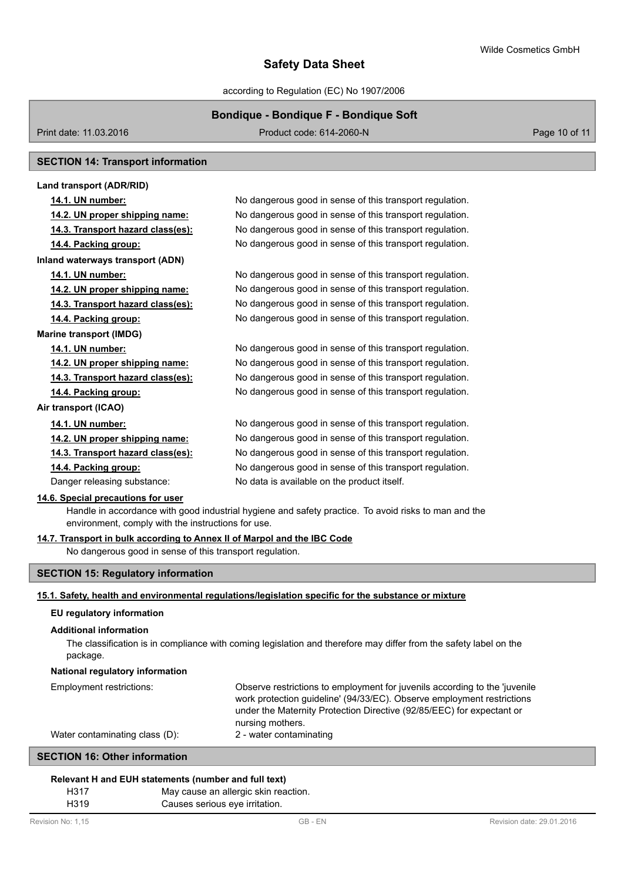## SECTION 14: Transport information

**Land transport (ADR/RID)**

| | |
|---|---|
| **14.1. UN number:** | No dangerous good in sense of this transport regulation. |
| **14.2. UN proper shipping name:** | No dangerous good in sense of this transport regulation. |
| **14.3. Transport hazard class(es):** | No dangerous good in sense of this transport regulation. |
| **14.4. Packing group:** | No dangerous good in sense of this transport regulation. |

**Inland waterways transport (ADN)**

| | |
|---|---|
| **14.1. UN number:** | No dangerous good in sense of this transport regulation. |
| **14.2. UN proper shipping name:** | No dangerous good in sense of this transport regulation. |
| **14.3. Transport hazard class(es):** | No dangerous good in sense of this transport regulation. |
| **14.4. Packing group:** | No dangerous good in sense of this transport regulation. |

**Marine transport (IMDG)**

| | |
|---|---|
| **14.1. UN number:** | No dangerous good in sense of this transport regulation. |
| **14.2. UN proper shipping name:** | No dangerous good in sense of this transport regulation. |
| **14.3. Transport hazard class(es):** | No dangerous good in sense of this transport regulation. |
| **14.4. Packing group:** | No dangerous good in sense of this transport regulation. |

**Air transport (ICAO)**

| | |
|---|---|
| **14.1. UN number:** | No dangerous good in sense of this transport regulation. |
| **14.2. UN proper shipping name:** | No dangerous good in sense of this transport regulation. |
| **14.3. Transport hazard class(es):** | No dangerous good in sense of this transport regulation. |
| **14.4. Packing group:** | No dangerous good in sense of this transport regulation. |
| Danger releasing substance: | No data is available on the product itself. |

**14.6. Special precautions for user**

Handle in accordance with good industrial hygiene and safety practice. To avoid risks to man and the environment, comply with the instructions for use.

**14.7. Transport in bulk according to Annex II of Marpol and the IBC Code**

No dangerous good in sense of this transport regulation.

## SECTION 15: Regulatory information

**15.1. Safety, health and environmental regulations/legislation specific for the substance or mixture**

**EU regulatory information**

**Additional information**

The classification is in compliance with coming legislation and therefore may differ from the safety label on the package.

**National regulatory information**

| | |
|---|---|
| Employment restrictions: | Observe restrictions to employment for juvenils according to the 'juvenile work protection guideline' (94/33/EC). Observe employment restrictions under the Maternity Protection Directive (92/85/EEC) for expectant or nursing mothers. |
| Water contaminating class (D): | 2 - water contaminating |

## SECTION 16: Other information

**Relevant H and EUH statements (number and full text)**

| | |
|---|---|
| H317 | May cause an allergic skin reaction. |
| H319 | Causes serious eye irritation. |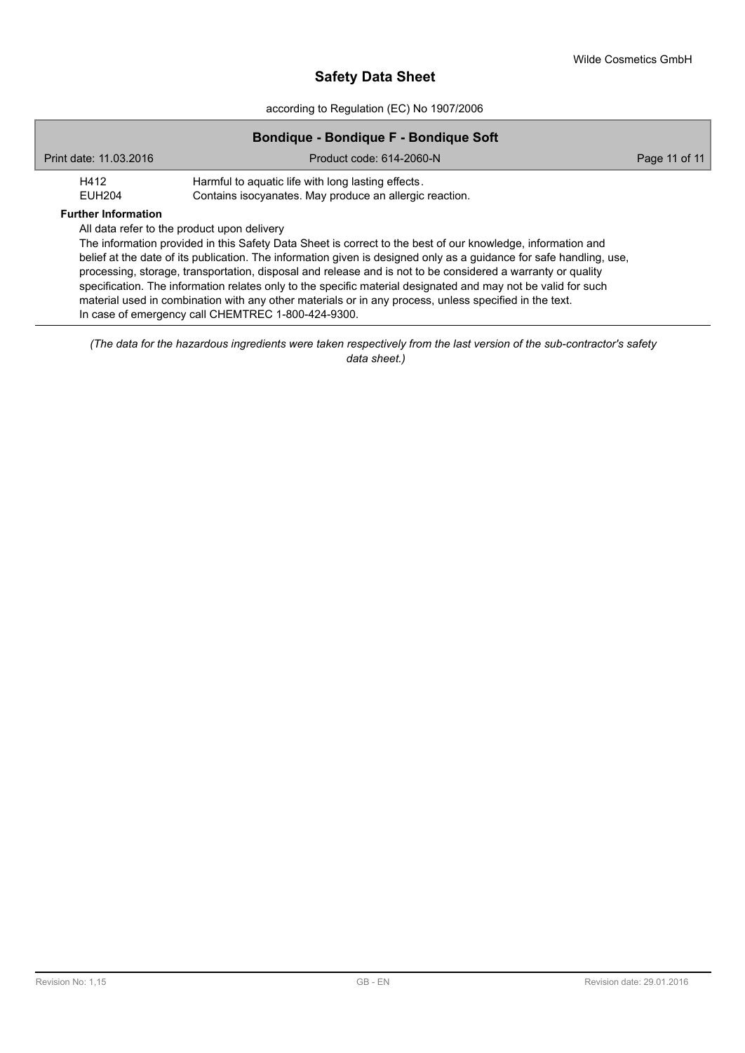| | |
|---|---|
| H412 | Harmful to aquatic life with long lasting effects. |
| EUH204 | Contains isocyanates. May produce an allergic reaction. |

**Further Information**

All data refer to the product upon delivery

The information provided in this Safety Data Sheet is correct to the best of our knowledge, information and belief at the date of its publication. The information given is designed only as a guidance for safe handling, use, processing, storage, transportation, disposal and release and is not to be considered a warranty or quality specification. The information relates only to the specific material designated and may not be valid for such material used in combination with any other materials or in any process, unless specified in the text.

In case of emergency call CHEMTREC 1-800-424-9300.

*(The data for the hazardous ingredients were taken respectively from the last version of the sub-contractor's safety data sheet.)*